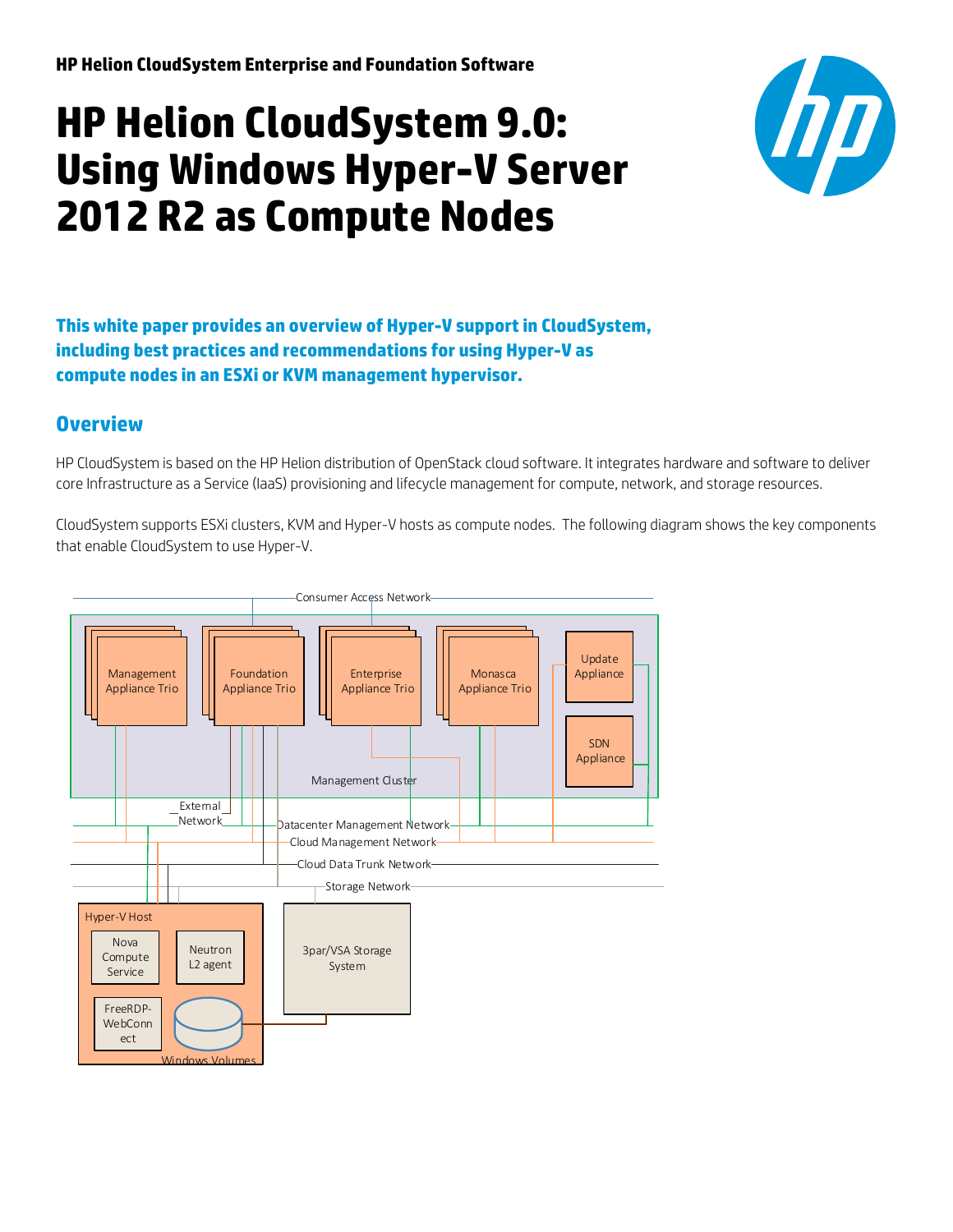HP Helion CloudSystem Enterprise and Foundation Software

# HP Helion CloudSystem 9.0: Using Windows Hyper-V Server 2012 R2 as Compute Nodes

**This white paper provides an overview of Hyper-V support in CloudSystem, including best practices and recommendations for using Hyper-V as compute nodes in an ESXi or KVM management hypervisor.**

## Overview

HP CloudSystem is based on the HP Helion distribution of OpenStack cloud software. It integrates hardware and software to deliver core Infrastructure as a Service (IaaS) provisioning and lifecycle management for compute, network, and storage resources.

CloudSystem supports ESXi clusters, KVM and Hyper-V hosts as compute nodes. The following diagram shows the key components that enable CloudSystem to use Hyper-V.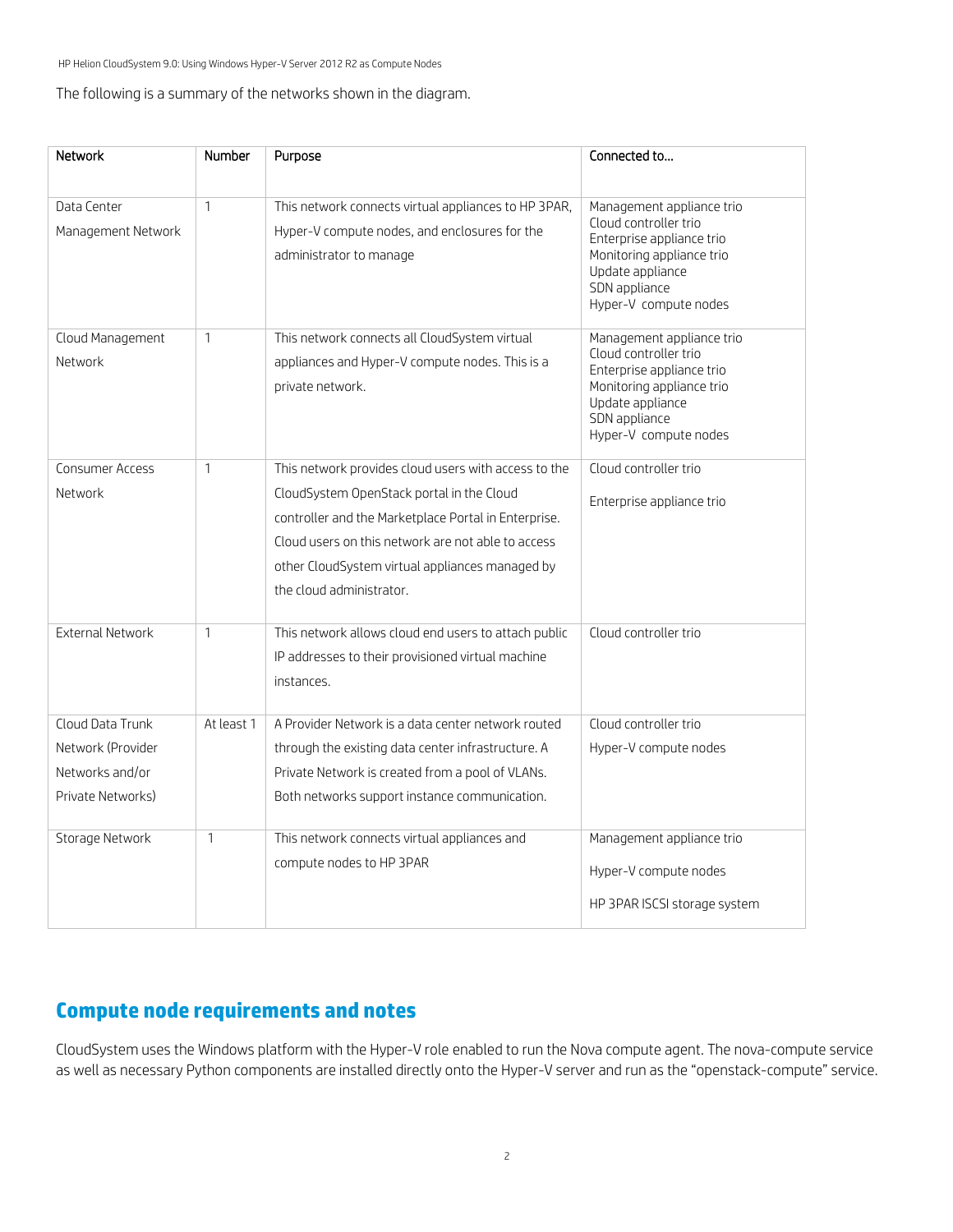The following is a summary of the networks shown in the diagram.

| Network | Number | Purpose | Connected to... |
|---|---|---|---|
| Data Center Management Network | 1 | This network connects virtual appliances to HP 3PAR, Hyper-V compute nodes, and enclosures for the administrator to manage | Management appliance trio<br>Cloud controller trio<br>Enterprise appliance trio<br>Monitoring appliance trio<br>Update appliance<br>SDN appliance<br>Hyper-V compute nodes |
| Cloud Management Network | 1 | This network connects all CloudSystem virtual appliances and Hyper-V compute nodes. This is a private network. | Management appliance trio<br>Cloud controller trio<br>Enterprise appliance trio<br>Monitoring appliance trio<br>Update appliance<br>SDN appliance<br>Hyper-V compute nodes |
| Consumer Access Network | 1 | This network provides cloud users with access to the CloudSystem OpenStack portal in the Cloud controller and the Marketplace Portal in Enterprise. Cloud users on this network are not able to access other CloudSystem virtual appliances managed by the cloud administrator. | Cloud controller trio<br>Enterprise appliance trio |
| External Network | 1 | This network allows cloud end users to attach public IP addresses to their provisioned virtual machine instances. | Cloud controller trio |
| Cloud Data Trunk Network (Provider Networks and/or Private Networks) | At least 1 | A Provider Network is a data center network routed through the existing data center infrastructure. A Private Network is created from a pool of VLANs. Both networks support instance communication. | Cloud controller trio<br>Hyper-V compute nodes |
| Storage Network | 1 | This network connects virtual appliances and compute nodes to HP 3PAR | Management appliance trio<br>Hyper-V compute nodes<br>HP 3PAR ISCSI storage system |

## Compute node requirements and notes

CloudSystem uses the Windows platform with the Hyper-V role enabled to run the Nova compute agent. The nova-compute service as well as necessary Python components are installed directly onto the Hyper-V server and run as the "openstack-compute" service.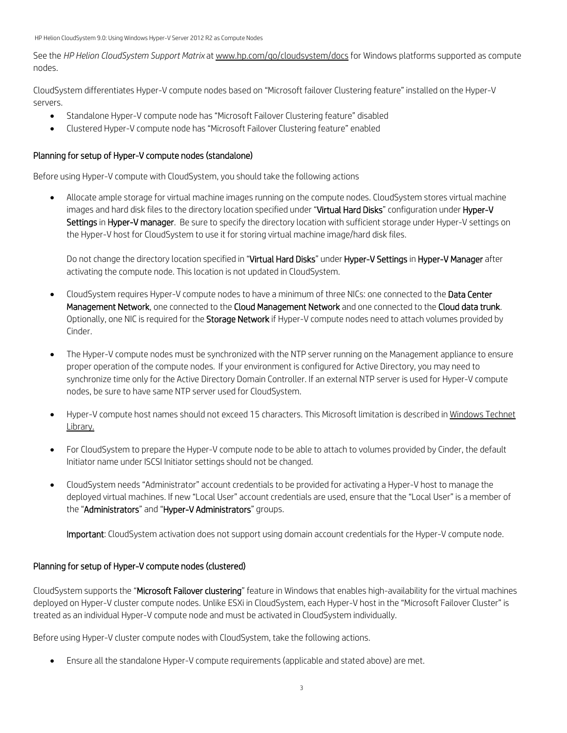See the *HP Helion CloudSystem Support Matrix* at www.hp.com/go/cloudsystem/docs for Windows platforms supported as compute nodes.

CloudSystem differentiates Hyper-V compute nodes based on "Microsoft failover Clustering feature" installed on the Hyper-V servers.

- Standalone Hyper-V compute node has "Microsoft Failover Clustering feature" disabled
- Clustered Hyper-V compute node has "Microsoft Failover Clustering feature" enabled

### Planning for setup of Hyper-V compute nodes (standalone)

Before using Hyper-V compute with CloudSystem, you should take the following actions

- Allocate ample storage for virtual machine images running on the compute nodes. CloudSystem stores virtual machine images and hard disk files to the directory location specified under "**Virtual Hard Disks**" configuration under **Hyper-V Settings** in **Hyper-V manager**. Be sure to specify the directory location with sufficient storage under Hyper-V settings on the Hyper-V host for CloudSystem to use it for storing virtual machine image/hard disk files.

  Do not change the directory location specified in "**Virtual Hard Disks**" under **Hyper-V Settings** in **Hyper-V Manager** after activating the compute node. This location is not updated in CloudSystem.

- CloudSystem requires Hyper-V compute nodes to have a minimum of three NICs: one connected to the **Data Center Management Network**, one connected to the **Cloud Management Network** and one connected to the **Cloud data trunk**. Optionally, one NIC is required for the **Storage Network** if Hyper-V compute nodes need to attach volumes provided by Cinder.

- The Hyper-V compute nodes must be synchronized with the NTP server running on the Management appliance to ensure proper operation of the compute nodes. If your environment is configured for Active Directory, you may need to synchronize time only for the Active Directory Domain Controller. If an external NTP server is used for Hyper-V compute nodes, be sure to have same NTP server used for CloudSystem.

- Hyper-V compute host names should not exceed 15 characters. This Microsoft limitation is described in Windows Technet Library.

- For CloudSystem to prepare the Hyper-V compute node to be able to attach to volumes provided by Cinder, the default Initiator name under ISCSI Initiator settings should not be changed.

- CloudSystem needs "Administrator" account credentials to be provided for activating a Hyper-V host to manage the deployed virtual machines. If new "Local User" account credentials are used, ensure that the "Local User" is a member of the "**Administrators**" and "**Hyper-V Administrators**" groups.

  **Important**: CloudSystem activation does not support using domain account credentials for the Hyper-V compute node.

### Planning for setup of Hyper-V compute nodes (clustered)

CloudSystem supports the "**Microsoft Failover clustering**" feature in Windows that enables high-availability for the virtual machines deployed on Hyper-V cluster compute nodes. Unlike ESXi in CloudSystem, each Hyper-V host in the "Microsoft Failover Cluster" is treated as an individual Hyper-V compute node and must be activated in CloudSystem individually.

Before using Hyper-V cluster compute nodes with CloudSystem, take the following actions.

- Ensure all the standalone Hyper-V compute requirements (applicable and stated above) are met.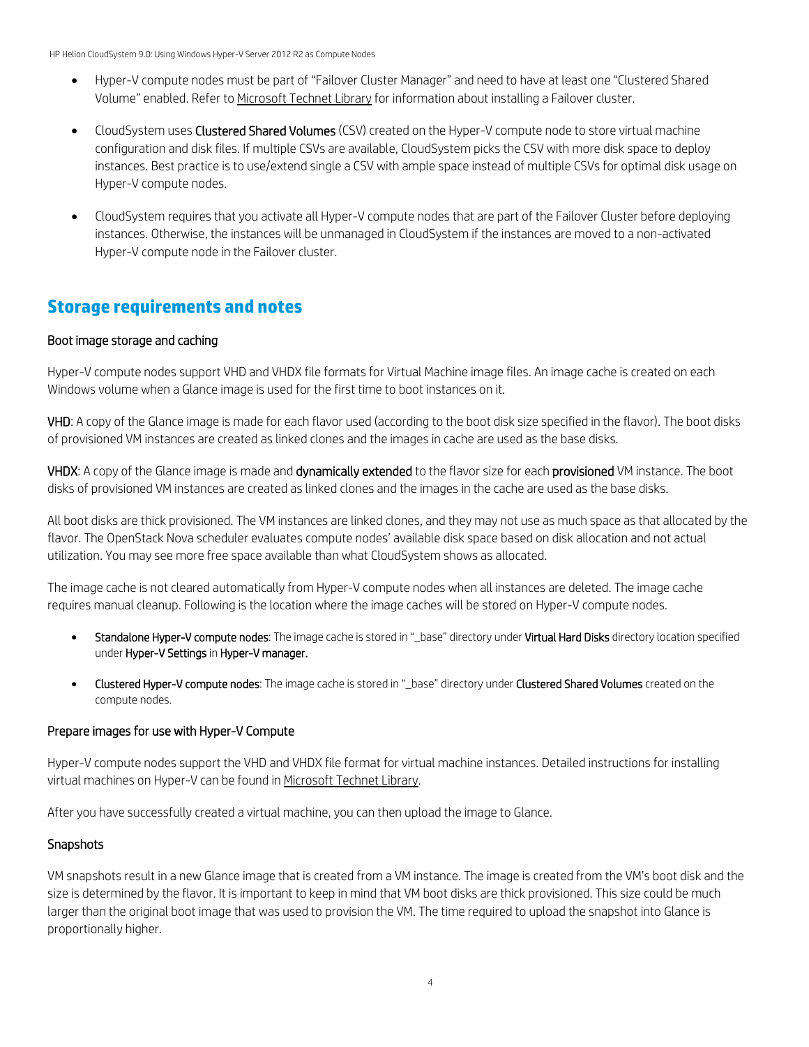- Hyper-V compute nodes must be part of "Failover Cluster Manager" and need to have at least one "Clustered Shared Volume" enabled. Refer to Microsoft Technet Library for information about installing a Failover cluster.
- CloudSystem uses **Clustered Shared Volumes** (CSV) created on the Hyper-V compute node to store virtual machine configuration and disk files. If multiple CSVs are available, CloudSystem picks the CSV with more disk space to deploy instances. Best practice is to use/extend single a CSV with ample space instead of multiple CSVs for optimal disk usage on Hyper-V compute nodes.
- CloudSystem requires that you activate all Hyper-V compute nodes that are part of the Failover Cluster before deploying instances. Otherwise, the instances will be unmanaged in CloudSystem if the instances are moved to a non-activated Hyper-V compute node in the Failover cluster.

## Storage requirements and notes

### Boot image storage and caching

Hyper-V compute nodes support VHD and VHDX file formats for Virtual Machine image files. An image cache is created on each Windows volume when a Glance image is used for the first time to boot instances on it.

**VHD**: A copy of the Glance image is made for each flavor used (according to the boot disk size specified in the flavor). The boot disks of provisioned VM instances are created as linked clones and the images in cache are used as the base disks.

**VHDX**: A copy of the Glance image is made and **dynamically extended** to the flavor size for each **provisioned** VM instance. The boot disks of provisioned VM instances are created as linked clones and the images in the cache are used as the base disks.

All boot disks are thick provisioned. The VM instances are linked clones, and they may not use as much space as that allocated by the flavor. The OpenStack Nova scheduler evaluates compute nodes' available disk space based on disk allocation and not actual utilization. You may see more free space available than what CloudSystem shows as allocated.

The image cache is not cleared automatically from Hyper-V compute nodes when all instances are deleted. The image cache requires manual cleanup. Following is the location where the image caches will be stored on Hyper-V compute nodes.

- **Standalone Hyper-V compute nodes**: The image cache is stored in "_base" directory under **Virtual Hard Disks** directory location specified under **Hyper-V Settings** in **Hyper-V manager.**
- **Clustered Hyper-V compute nodes**: The image cache is stored in "_base" directory under **Clustered Shared Volumes** created on the compute nodes.

### Prepare images for use with Hyper-V Compute

Hyper-V compute nodes support the VHD and VHDX file format for virtual machine instances. Detailed instructions for installing virtual machines on Hyper-V can be found in Microsoft Technet Library.

After you have successfully created a virtual machine, you can then upload the image to Glance.

### Snapshots

VM snapshots result in a new Glance image that is created from a VM instance. The image is created from the VM's boot disk and the size is determined by the flavor. It is important to keep in mind that VM boot disks are thick provisioned. This size could be much larger than the original boot image that was used to provision the VM. The time required to upload the snapshot into Glance is proportionally higher.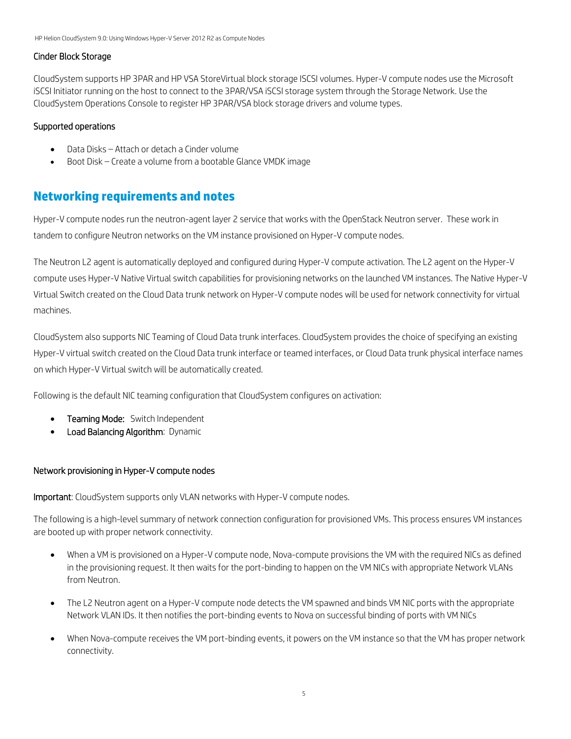### Cinder Block Storage

CloudSystem supports HP 3PAR and HP VSA StoreVirtual block storage ISCSI volumes. Hyper-V compute nodes use the Microsoft iSCSI Initiator running on the host to connect to the 3PAR/VSA iSCSI storage system through the Storage Network. Use the CloudSystem Operations Console to register HP 3PAR/VSA block storage drivers and volume types.

### Supported operations

- Data Disks – Attach or detach a Cinder volume
- Boot Disk – Create a volume from a bootable Glance VMDK image

## Networking requirements and notes

Hyper-V compute nodes run the neutron-agent layer 2 service that works with the OpenStack Neutron server. These work in tandem to configure Neutron networks on the VM instance provisioned on Hyper-V compute nodes.

The Neutron L2 agent is automatically deployed and configured during Hyper-V compute activation. The L2 agent on the Hyper-V compute uses Hyper-V Native Virtual switch capabilities for provisioning networks on the launched VM instances. The Native Hyper-V Virtual Switch created on the Cloud Data trunk network on Hyper-V compute nodes will be used for network connectivity for virtual machines.

CloudSystem also supports NIC Teaming of Cloud Data trunk interfaces. CloudSystem provides the choice of specifying an existing Hyper-V virtual switch created on the Cloud Data trunk interface or teamed interfaces, or Cloud Data trunk physical interface names on which Hyper-V Virtual switch will be automatically created.

Following is the default NIC teaming configuration that CloudSystem configures on activation:

- **Teaming Mode:** Switch Independent
- **Load Balancing Algorithm**: Dynamic

### Network provisioning in Hyper-V compute nodes

**Important**: CloudSystem supports only VLAN networks with Hyper-V compute nodes.

The following is a high-level summary of network connection configuration for provisioned VMs. This process ensures VM instances are booted up with proper network connectivity.

- When a VM is provisioned on a Hyper-V compute node, Nova-compute provisions the VM with the required NICs as defined in the provisioning request. It then waits for the port-binding to happen on the VM NICs with appropriate Network VLANs from Neutron.
- The L2 Neutron agent on a Hyper-V compute node detects the VM spawned and binds VM NIC ports with the appropriate Network VLAN IDs. It then notifies the port-binding events to Nova on successful binding of ports with VM NICs
- When Nova-compute receives the VM port-binding events, it powers on the VM instance so that the VM has proper network connectivity.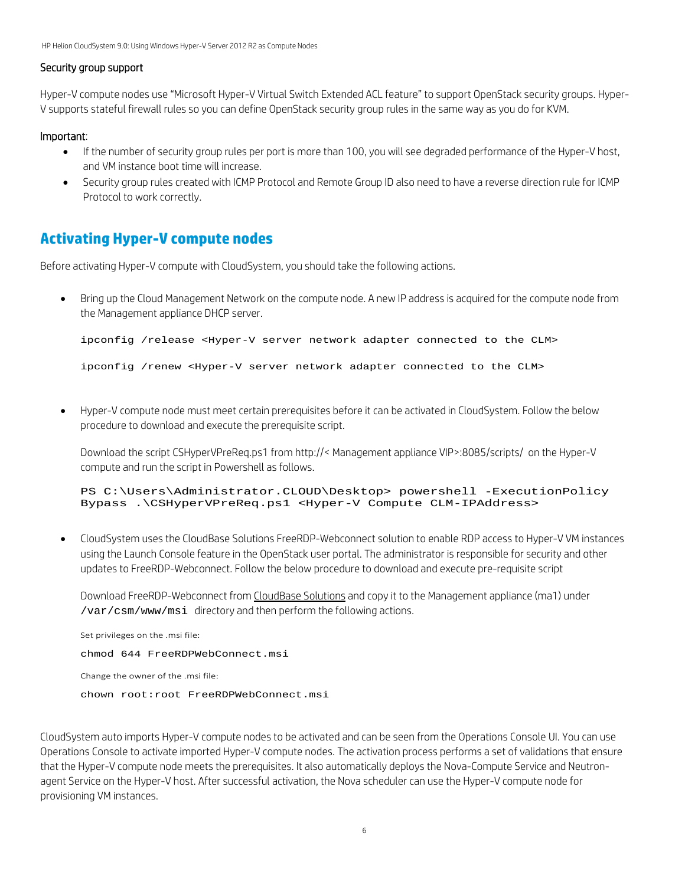### Security group support

Hyper-V compute nodes use "Microsoft Hyper-V Virtual Switch Extended ACL feature" to support OpenStack security groups. Hyper-V supports stateful firewall rules so you can define OpenStack security group rules in the same way as you do for KVM.

**Important**:

- If the number of security group rules per port is more than 100, you will see degraded performance of the Hyper-V host, and VM instance boot time will increase.
- Security group rules created with ICMP Protocol and Remote Group ID also need to have a reverse direction rule for ICMP Protocol to work correctly.

## Activating Hyper-V compute nodes

Before activating Hyper-V compute with CloudSystem, you should take the following actions.

- Bring up the Cloud Management Network on the compute node. A new IP address is acquired for the compute node from the Management appliance DHCP server.

  ```
  ipconfig /release <Hyper-V server network adapter connected to the CLM>

  ipconfig /renew <Hyper-V server network adapter connected to the CLM>
  ```

- Hyper-V compute node must meet certain prerequisites before it can be activated in CloudSystem. Follow the below procedure to download and execute the prerequisite script.

  Download the script CSHyperVPreReq.ps1 from http://< Management appliance VIP>:8085/scripts/ on the Hyper-V compute and run the script in Powershell as follows.

  ```
  PS C:\Users\Administrator.CLOUD\Desktop> powershell -ExecutionPolicy Bypass .\CSHyperVPreReq.ps1 <Hyper-V Compute CLM-IPAddress>
  ```

- CloudSystem uses the CloudBase Solutions FreeRDP-Webconnect solution to enable RDP access to Hyper-V VM instances using the Launch Console feature in the OpenStack user portal. The administrator is responsible for security and other updates to FreeRDP-Webconnect. Follow the below procedure to download and execute pre-requisite script

  Download FreeRDP-Webconnect from CloudBase Solutions and copy it to the Management appliance (ma1) under `/var/csm/www/msi` directory and then perform the following actions.

  Set privileges on the .msi file:

  ```
  chmod 644 FreeRDPWebConnect.msi
  ```

  Change the owner of the .msi file:

  ```
  chown root:root FreeRDPWebConnect.msi
  ```

CloudSystem auto imports Hyper-V compute nodes to be activated and can be seen from the Operations Console UI. You can use Operations Console to activate imported Hyper-V compute nodes. The activation process performs a set of validations that ensure that the Hyper-V compute node meets the prerequisites. It also automatically deploys the Nova-Compute Service and Neutron-agent Service on the Hyper-V host. After successful activation, the Nova scheduler can use the Hyper-V compute node for provisioning VM instances.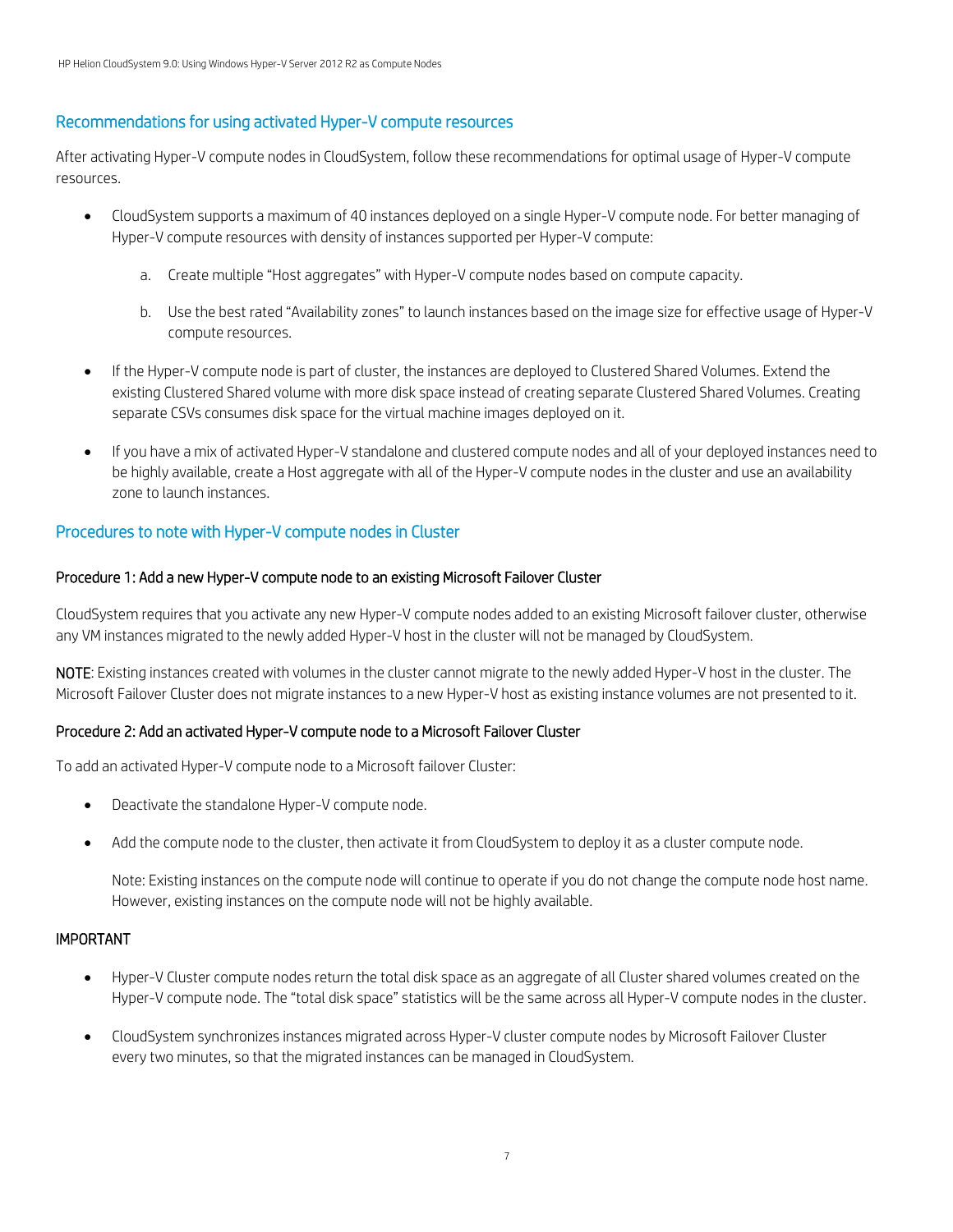## Recommendations for using activated Hyper-V compute resources

After activating Hyper-V compute nodes in CloudSystem, follow these recommendations for optimal usage of Hyper-V compute resources.

- CloudSystem supports a maximum of 40 instances deployed on a single Hyper-V compute node. For better managing of Hyper-V compute resources with density of instances supported per Hyper-V compute:
  a. Create multiple "Host aggregates" with Hyper-V compute nodes based on compute capacity.
  b. Use the best rated "Availability zones" to launch instances based on the image size for effective usage of Hyper-V compute resources.
- If the Hyper-V compute node is part of cluster, the instances are deployed to Clustered Shared Volumes. Extend the existing Clustered Shared volume with more disk space instead of creating separate Clustered Shared Volumes. Creating separate CSVs consumes disk space for the virtual machine images deployed on it.
- If you have a mix of activated Hyper-V standalone and clustered compute nodes and all of your deployed instances need to be highly available, create a Host aggregate with all of the Hyper-V compute nodes in the cluster and use an availability zone to launch instances.

## Procedures to note with Hyper-V compute nodes in Cluster

### Procedure 1: Add a new Hyper-V compute node to an existing Microsoft Failover Cluster

CloudSystem requires that you activate any new Hyper-V compute nodes added to an existing Microsoft failover cluster, otherwise any VM instances migrated to the newly added Hyper-V host in the cluster will not be managed by CloudSystem.

**NOTE**: Existing instances created with volumes in the cluster cannot migrate to the newly added Hyper-V host in the cluster. The Microsoft Failover Cluster does not migrate instances to a new Hyper-V host as existing instance volumes are not presented to it.

### Procedure 2: Add an activated Hyper-V compute node to a Microsoft Failover Cluster

To add an activated Hyper-V compute node to a Microsoft failover Cluster:

- Deactivate the standalone Hyper-V compute node.
- Add the compute node to the cluster, then activate it from CloudSystem to deploy it as a cluster compute node.

  Note: Existing instances on the compute node will continue to operate if you do not change the compute node host name. However, existing instances on the compute node will not be highly available.

### IMPORTANT

- Hyper-V Cluster compute nodes return the total disk space as an aggregate of all Cluster shared volumes created on the Hyper-V compute node. The "total disk space" statistics will be the same across all Hyper-V compute nodes in the cluster.
- CloudSystem synchronizes instances migrated across Hyper-V cluster compute nodes by Microsoft Failover Cluster every two minutes, so that the migrated instances can be managed in CloudSystem.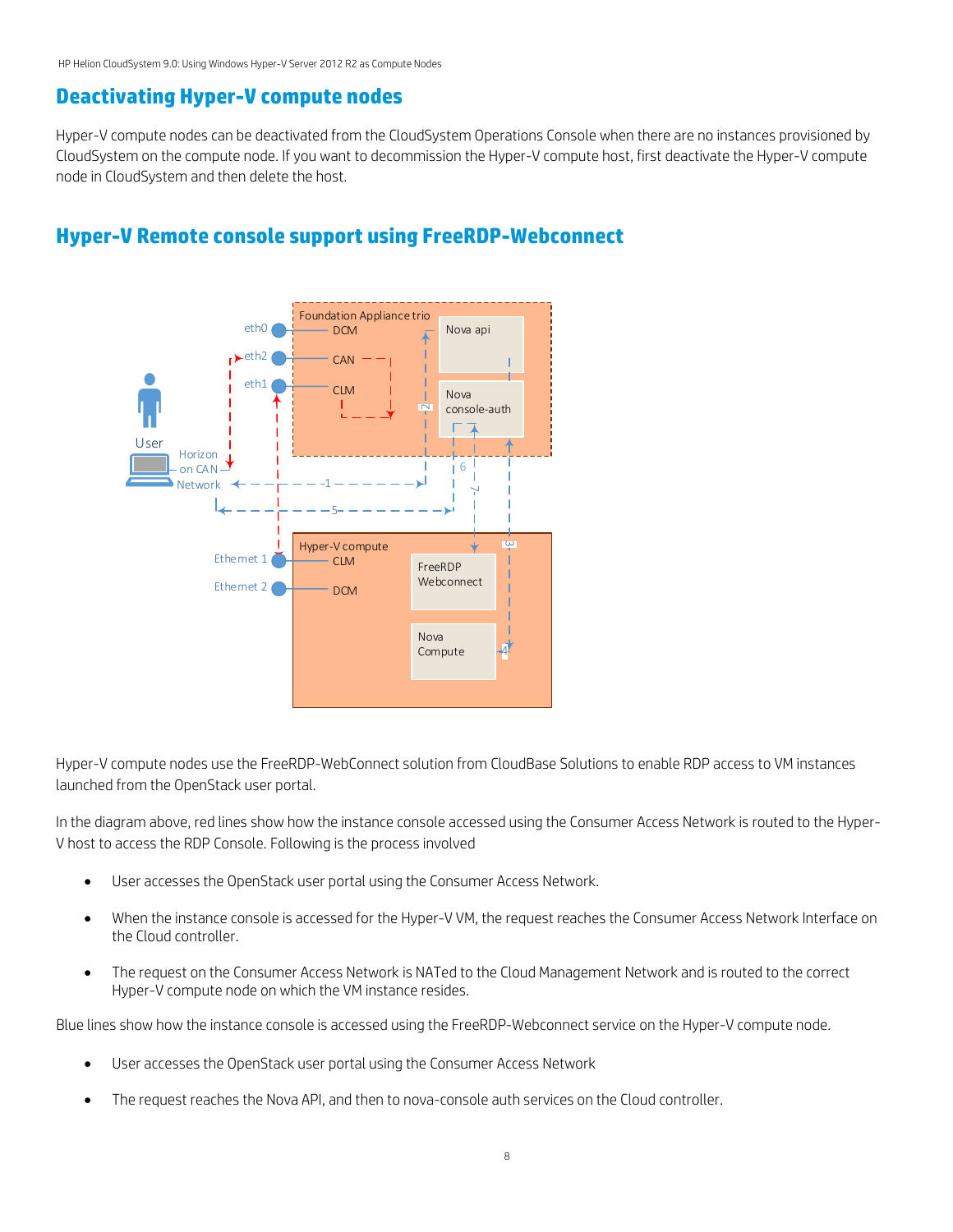## Deactivating Hyper-V compute nodes

Hyper-V compute nodes can be deactivated from the CloudSystem Operations Console when there are no instances provisioned by CloudSystem on the compute node. If you want to decommission the Hyper-V compute host, first deactivate the Hyper-V compute node in CloudSystem and then delete the host.

## Hyper-V Remote console support using FreeRDP-Webconnect

Hyper-V compute nodes use the FreeRDP-WebConnect solution from CloudBase Solutions to enable RDP access to VM instances launched from the OpenStack user portal.

In the diagram above, red lines show how the instance console accessed using the Consumer Access Network is routed to the Hyper-V host to access the RDP Console. Following is the process involved

- User accesses the OpenStack user portal using the Consumer Access Network.
- When the instance console is accessed for the Hyper-V VM, the request reaches the Consumer Access Network Interface on the Cloud controller.
- The request on the Consumer Access Network is NATed to the Cloud Management Network and is routed to the correct Hyper-V compute node on which the VM instance resides.

Blue lines show how the instance console is accessed using the FreeRDP-Webconnect service on the Hyper-V compute node.

- User accesses the OpenStack user portal using the Consumer Access Network
- The request reaches the Nova API, and then to nova-console auth services on the Cloud controller.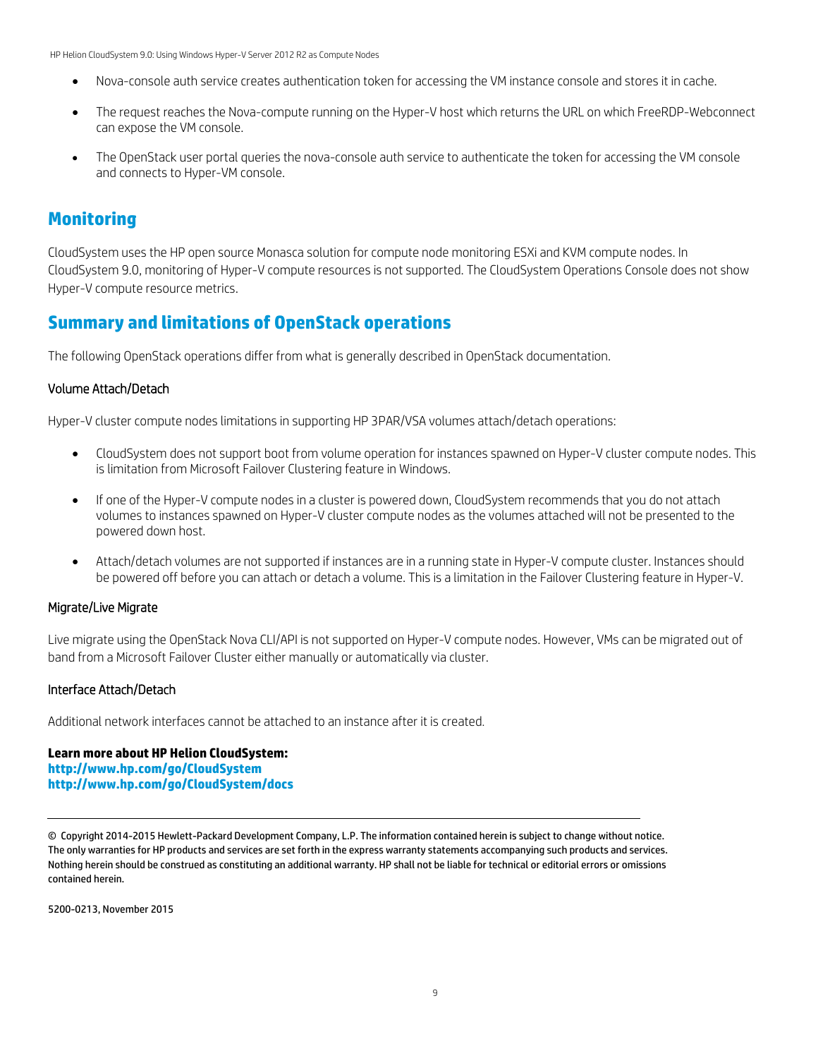- Nova-console auth service creates authentication token for accessing the VM instance console and stores it in cache.
- The request reaches the Nova-compute running on the Hyper-V host which returns the URL on which FreeRDP-Webconnect can expose the VM console.
- The OpenStack user portal queries the nova-console auth service to authenticate the token for accessing the VM console and connects to Hyper-VM console.

## Monitoring

CloudSystem uses the HP open source Monasca solution for compute node monitoring ESXi and KVM compute nodes. In CloudSystem 9.0, monitoring of Hyper-V compute resources is not supported. The CloudSystem Operations Console does not show Hyper-V compute resource metrics.

## Summary and limitations of OpenStack operations

The following OpenStack operations differ from what is generally described in OpenStack documentation.

### Volume Attach/Detach

Hyper-V cluster compute nodes limitations in supporting HP 3PAR/VSA volumes attach/detach operations:

- CloudSystem does not support boot from volume operation for instances spawned on Hyper-V cluster compute nodes. This is limitation from Microsoft Failover Clustering feature in Windows.
- If one of the Hyper-V compute nodes in a cluster is powered down, CloudSystem recommends that you do not attach volumes to instances spawned on Hyper-V cluster compute nodes as the volumes attached will not be presented to the powered down host.
- Attach/detach volumes are not supported if instances are in a running state in Hyper-V compute cluster. Instances should be powered off before you can attach or detach a volume. This is a limitation in the Failover Clustering feature in Hyper-V.

### Migrate/Live Migrate

Live migrate using the OpenStack Nova CLI/API is not supported on Hyper-V compute nodes. However, VMs can be migrated out of band from a Microsoft Failover Cluster either manually or automatically via cluster.

### Interface Attach/Detach

Additional network interfaces cannot be attached to an instance after it is created.

**Learn more about HP Helion CloudSystem:**
**http://www.hp.com/go/CloudSystem**
**http://www.hp.com/go/CloudSystem/docs**

---

© Copyright 2014-2015 Hewlett-Packard Development Company, L.P. The information contained herein is subject to change without notice. The only warranties for HP products and services are set forth in the express warranty statements accompanying such products and services. Nothing herein should be construed as constituting an additional warranty. HP shall not be liable for technical or editorial errors or omissions contained herein.

5200-0213, November 2015